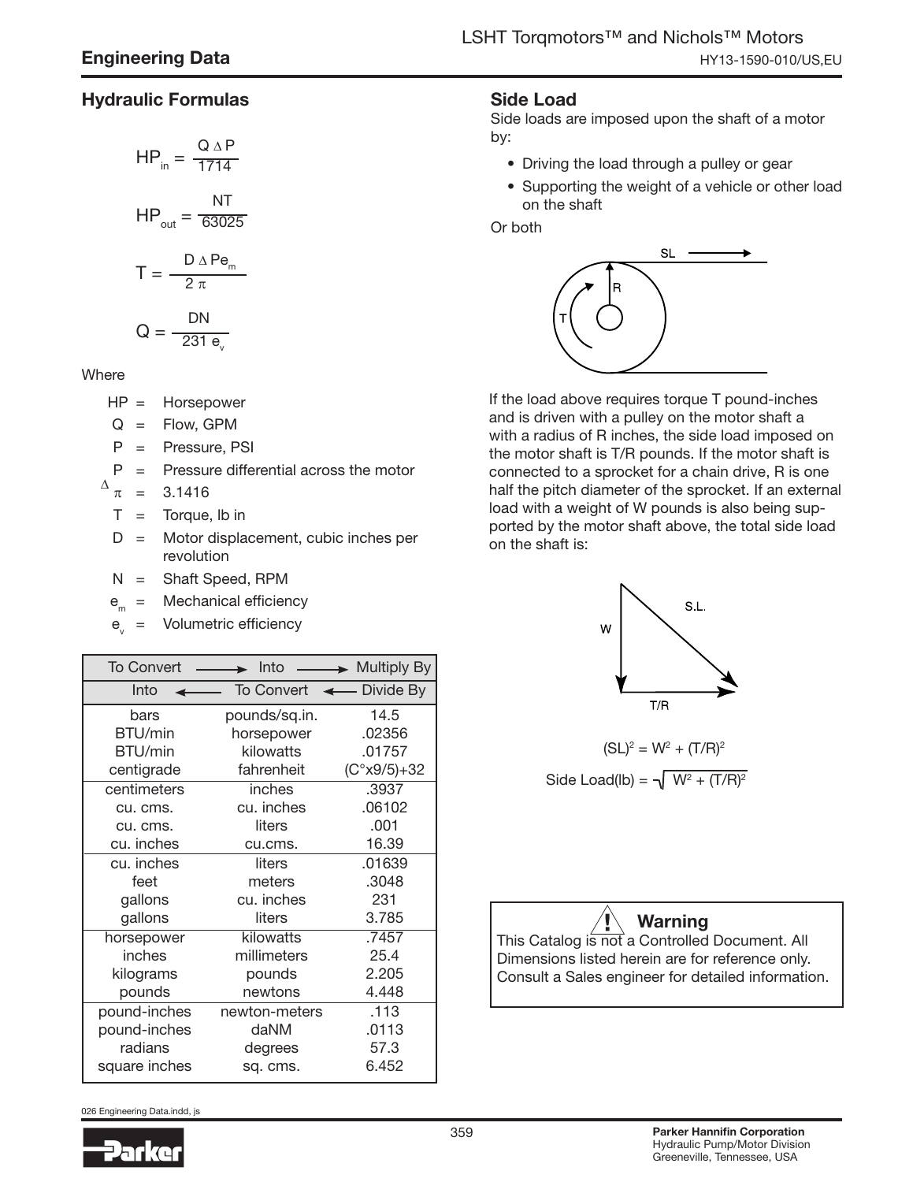## Engineering Data

### Hydraulic Formulas

$$HP_{in} = \frac{Q \Delta P}{1714}$$

$$HP_{out} = \frac{NT}{63025}$$

$$T = \frac{D \Delta P e_m}{2 \pi}$$

$$Q = \frac{DN}{231 e_v}$$

Where

- HP = Horsepower
- Q = Flow, GPM
- P = Pressure, PSI
- $\Delta$P = Pressure differential across the motor
- $\pi$ = 3.1416
- T = Torque, lb in
- D = Motor displacement, cubic inches per revolution
- N = Shaft Speed, RPM
- $e_m$ = Mechanical efficiency
- $e_v$ = Volumetric efficiency

| To Convert → | Into → | Multiply By |
|---|---|---|
| Into ← | To Convert ← | Divide By |
| bars | pounds/sq.in. | 14.5 |
| BTU/min | horsepower | .02356 |
| BTU/min | kilowatts | .01757 |
| centigrade | fahrenheit | (C°x9/5)+32 |
| centimeters | inches | .3937 |
| cu. cms. | cu. inches | .06102 |
| cu. cms. | liters | .001 |
| cu. inches | cu.cms. | 16.39 |
| cu. inches | liters | .01639 |
| feet | meters | .3048 |
| gallons | cu. inches | 231 |
| gallons | liters | 3.785 |
| horsepower | kilowatts | .7457 |
| inches | millimeters | 25.4 |
| kilograms | pounds | 2.205 |
| pounds | newtons | 4.448 |
| pound-inches | newton-meters | .113 |
| pound-inches | daNM | .0113 |
| radians | degrees | 57.3 |
| square inches | sq. cms. | 6.452 |

### Side Load

Side loads are imposed upon the shaft of a motor by:

- Driving the load through a pulley or gear
- Supporting the weight of a vehicle or other load on the shaft

Or both

If the load above requires torque T pound-inches and is driven with a pulley on the motor shaft a with a radius of R inches, the side load imposed on the motor shaft is T/R pounds. If the motor shaft is connected to a sprocket for a chain drive, R is one half the pitch diameter of the sprocket. If an external load with a weight of W pounds is also being supported by the motor shaft above, the total side load on the shaft is:

$$(SL)^2 = W^2 + (T/R)^2$$

$$\text{Side Load(lb)} = \sqrt{W^2 + (T/R)^2}$$

**Warning**

This Catalog is not a Controlled Document. All Dimensions listed herein are for reference only. Consult a Sales engineer for detailed information.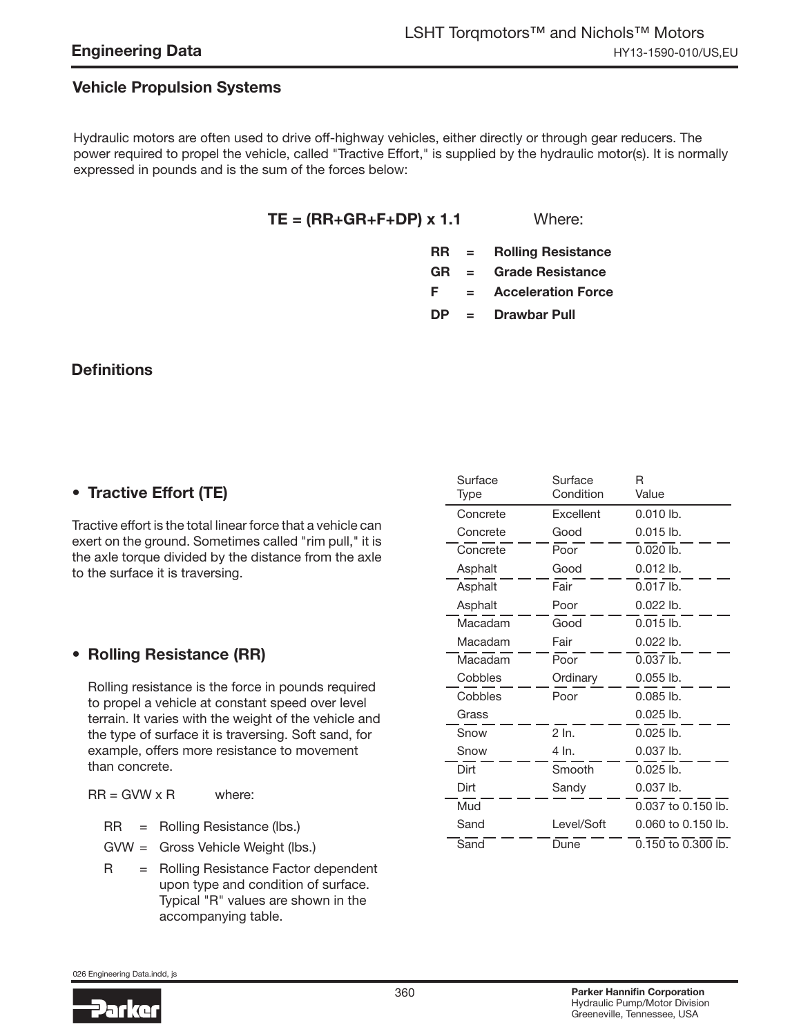## Engineering Data

### Vehicle Propulsion Systems

Hydraulic motors are often used to drive off-highway vehicles, either directly or through gear reducers. The power required to propel the vehicle, called "Tractive Effort," is supplied by the hydraulic motor(s). It is normally expressed in pounds and is the sum of the forces below:

$$TE = (RR + GR + F + DP) \times 1.1$$

Where:

- **RR = Rolling Resistance**
- **GR = Grade Resistance**
- **F = Acceleration Force**
- **DP = Drawbar Pull**

### Definitions

- **Tractive Effort (TE)**

Tractive effort is the total linear force that a vehicle can exert on the ground. Sometimes called "rim pull," it is the axle torque divided by the distance from the axle to the surface it is traversing.

- **Rolling Resistance (RR)**

Rolling resistance is the force in pounds required to propel a vehicle at constant speed over level terrain. It varies with the weight of the vehicle and the type of surface it is traversing. Soft sand, for example, offers more resistance to movement than concrete.

$RR = GVW \times R$ where:

- RR = Rolling Resistance (lbs.)
- GVW = Gross Vehicle Weight (lbs.)
- R = Rolling Resistance Factor dependent upon type and condition of surface. Typical "R" values are shown in the accompanying table.

| Surface Type | Surface Condition | R Value |
|---|---|---|
| Concrete | Excellent | 0.010 lb. |
| Concrete | Good | 0.015 lb. |
| Concrete | Poor | 0.020 lb. |
| Asphalt | Good | 0.012 lb. |
| Asphalt | Fair | 0.017 lb. |
| Asphalt | Poor | 0.022 lb. |
| Macadam | Good | 0.015 lb. |
| Macadam | Fair | 0.022 lb. |
| Macadam | Poor | 0.037 lb. |
| Cobbles | Ordinary | 0.055 lb. |
| Cobbles | Poor | 0.085 lb. |
| Grass | | 0.025 lb. |
| Snow | 2 In. | 0.025 lb. |
| Snow | 4 In. | 0.037 lb. |
| Dirt | Smooth | 0.025 lb. |
| Dirt | Sandy | 0.037 lb. |
| Mud | | 0.037 to 0.150 lb. |
| Sand | Level/Soft | 0.060 to 0.150 lb. |
| Sand | Dune | 0.150 to 0.300 lb. |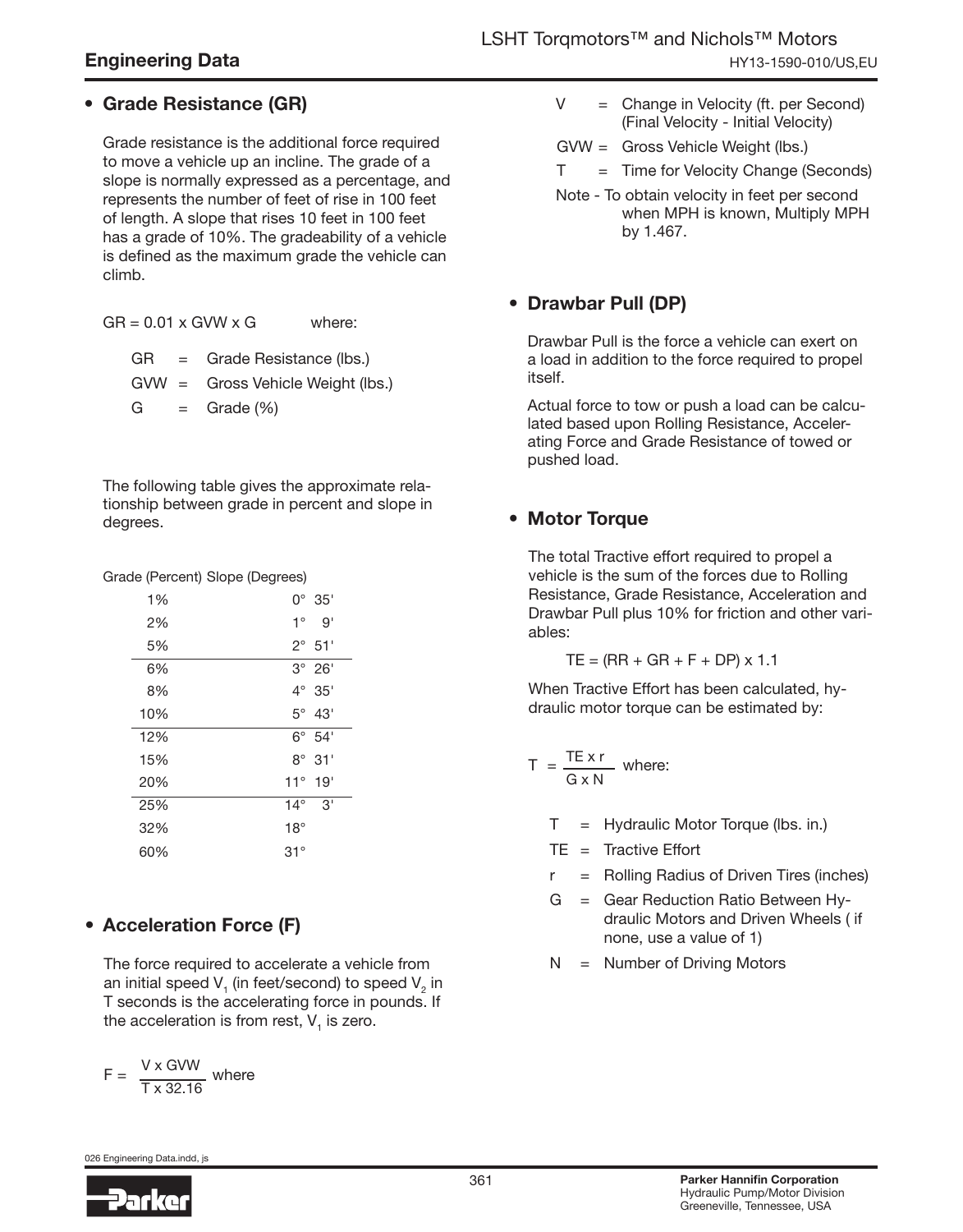## Engineering Data

- **Grade Resistance (GR)**

Grade resistance is the additional force required to move a vehicle up an incline. The grade of a slope is normally expressed as a percentage, and represents the number of feet of rise in 100 feet of length. A slope that rises 10 feet in 100 feet has a grade of 10%. The gradeability of a vehicle is defined as the maximum grade the vehicle can climb.

$GR = 0.01 \times GVW \times G$ where:

GR = Grade Resistance (lbs.)

GVW = Gross Vehicle Weight (lbs.)

G = Grade (%)

The following table gives the approximate relationship between grade in percent and slope in degrees.

| Grade (Percent) | Slope (Degrees) |
|---|---|
| 1% | 0° 35' |
| 2% | 1° 9' |
| 5% | 2° 51' |
| 6% | 3° 26' |
| 8% | 4° 35' |
| 10% | 5° 43' |
| 12% | 6° 54' |
| 15% | 8° 31' |
| 20% | 11° 19' |
| 25% | 14° 3' |
| 32% | 18° |
| 60% | 31° |

- **Acceleration Force (F)**

The force required to accelerate a vehicle from an initial speed $V_1$ (in feet/second) to speed $V_2$ in T seconds is the accelerating force in pounds. If the acceleration is from rest, $V_1$ is zero.

$$F = \frac{V \times GVW}{T \times 32.16}$$ where

V = Change in Velocity (ft. per Second) (Final Velocity - Initial Velocity)

GVW = Gross Vehicle Weight (lbs.)

T = Time for Velocity Change (Seconds)

Note - To obtain velocity in feet per second when MPH is known, Multiply MPH by 1.467.

- **Drawbar Pull (DP)**

Drawbar Pull is the force a vehicle can exert on a load in addition to the force required to propel itself.

Actual force to tow or push a load can be calculated based upon Rolling Resistance, Accelerating Force and Grade Resistance of towed or pushed load.

- **Motor Torque**

The total Tractive effort required to propel a vehicle is the sum of the forces due to Rolling Resistance, Grade Resistance, Acceleration and Drawbar Pull plus 10% for friction and other variables:

$$TE = (RR + GR + F + DP) \times 1.1$$

When Tractive Effort has been calculated, hydraulic motor torque can be estimated by:

$$T = \frac{TE \times r}{G \times N}$$ where:

T = Hydraulic Motor Torque (lbs. in.)

TE = Tractive Effort

r = Rolling Radius of Driven Tires (inches)

G = Gear Reduction Ratio Between Hydraulic Motors and Driven Wheels ( if none, use a value of 1)

N = Number of Driving Motors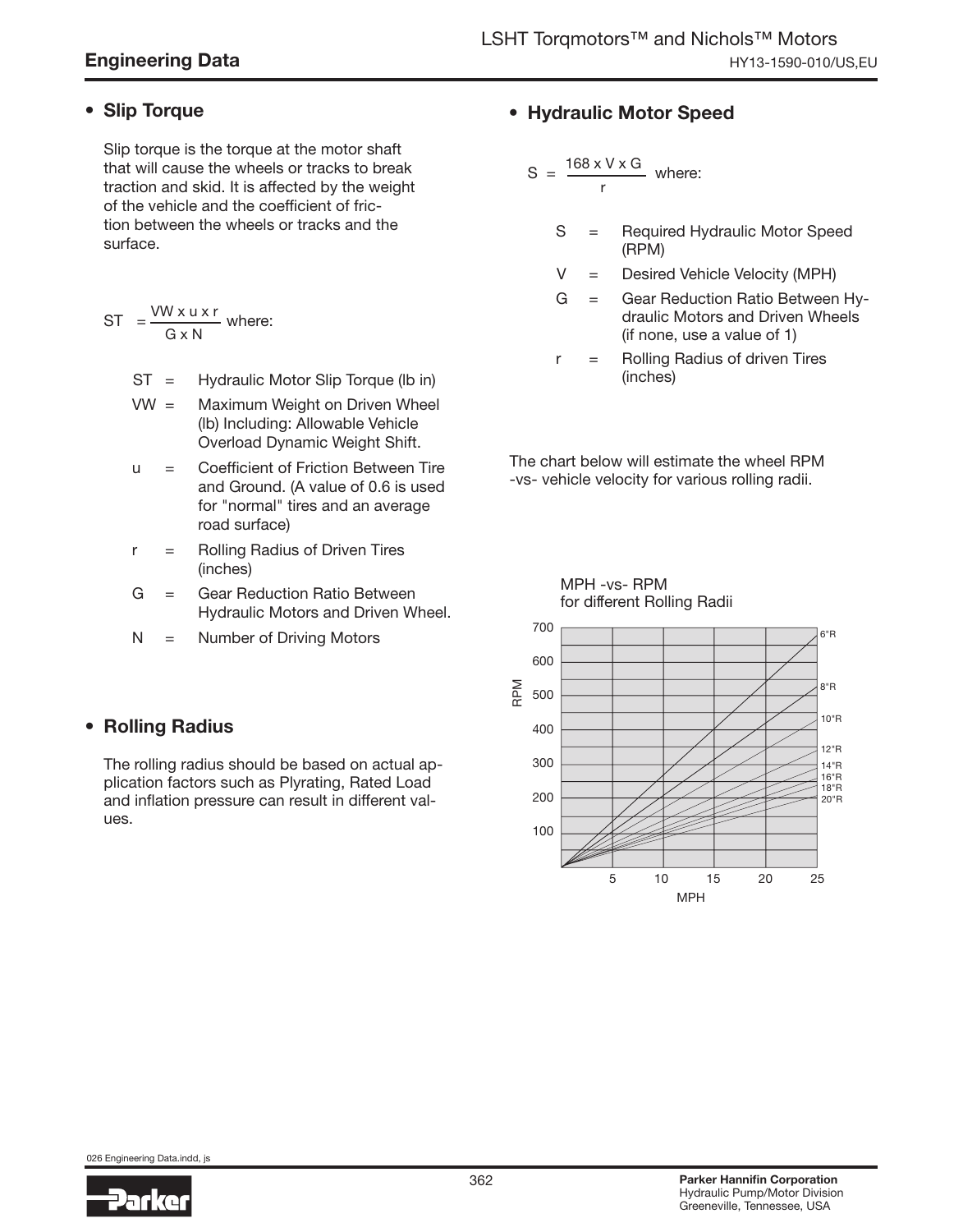## Engineering Data

### • Slip Torque

Slip torque is the torque at the motor shaft that will cause the wheels or tracks to break traction and skid. It is affected by the weight of the vehicle and the coefficient of friction between the wheels or tracks and the surface.

$$ST = \frac{VW \times u \times r}{G \times N} \text{ where:}$$

- ST = Hydraulic Motor Slip Torque (lb in)
- VW = Maximum Weight on Driven Wheel (lb) Including: Allowable Vehicle Overload Dynamic Weight Shift.
- u = Coefficient of Friction Between Tire and Ground. (A value of 0.6 is used for "normal" tires and an average road surface)
- r = Rolling Radius of Driven Tires (inches)
- G = Gear Reduction Ratio Between Hydraulic Motors and Driven Wheel.
- N = Number of Driving Motors

### • Rolling Radius

The rolling radius should be based on actual application factors such as Plyrating, Rated Load and inflation pressure can result in different values.

### • Hydraulic Motor Speed

$$S = \frac{168 \times V \times G}{r} \text{ where:}$$

- S = Required Hydraulic Motor Speed (RPM)
- V = Desired Vehicle Velocity (MPH)
- G = Gear Reduction Ratio Between Hydraulic Motors and Driven Wheels (if none, use a value of 1)
- r = Rolling Radius of driven Tires (inches)

The chart below will estimate the wheel RPM -vs- vehicle velocity for various rolling radii.

MPH -vs- RPM
for different Rolling Radii

RPM
700
600
500
400
300
200
100

MPH
5 10 15 20 25

6"R
8"R
10"R
12"R
14"R
16"R
18"R
20"R